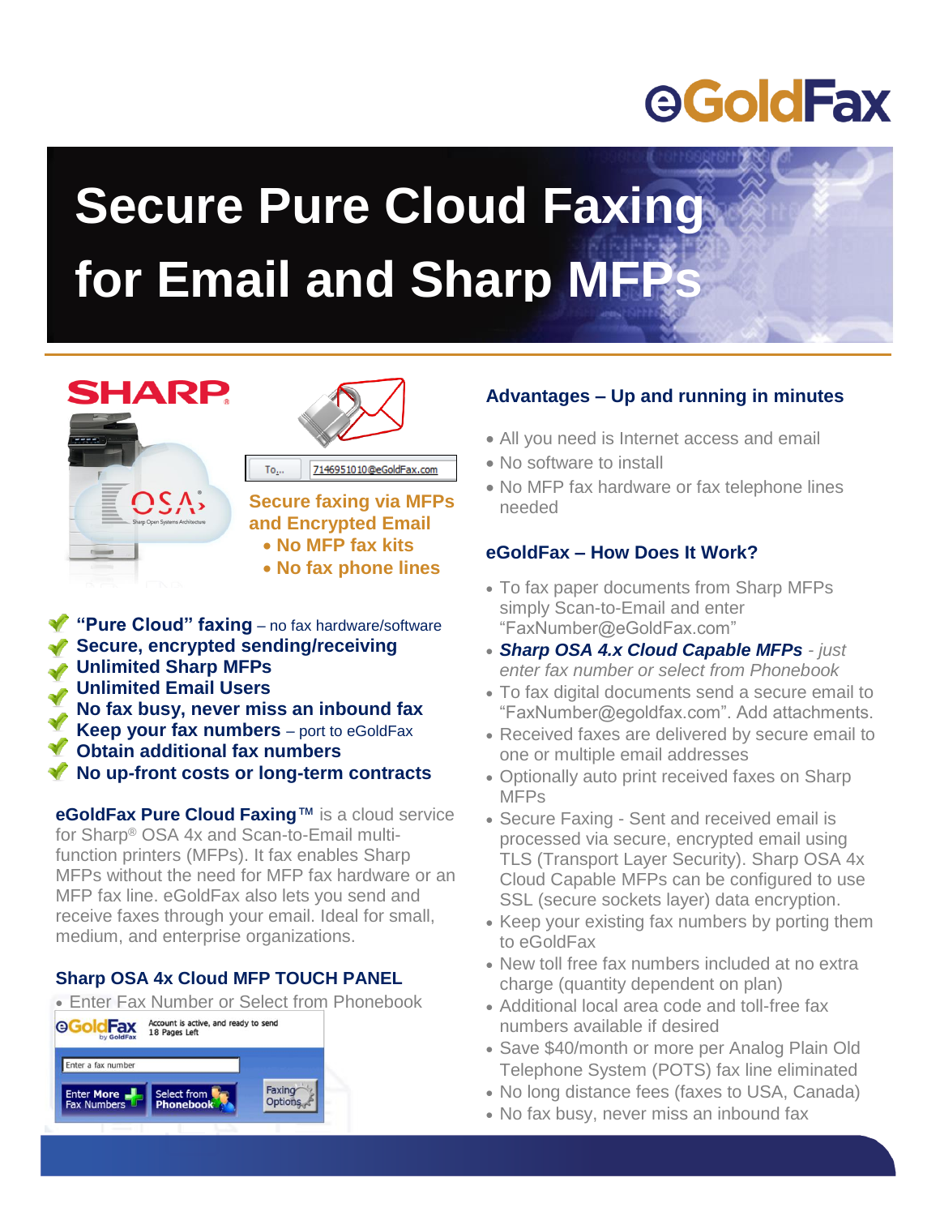# eGoldFax

# Secure Pure Cloud Faxing for Email and Sharp MFPs

SHARP

OSA

To... 7146951010@eGoldFax.com

**Secure faxing via MFPs and Encrypted Email**
- **No MFP fax kits**
- **No fax phone lines**

- **"Pure Cloud" faxing** – no fax hardware/software
- **Secure, encrypted sending/receiving**
- **Unlimited Sharp MFPs**
- **Unlimited Email Users**
- **No fax busy, never miss an inbound fax**
- **Keep your fax numbers** – port to eGoldFax
- **Obtain additional fax numbers**
- **No up-front costs or long-term contracts**

**eGoldFax Pure Cloud Faxing™** is a cloud service for Sharp® OSA 4x and Scan-to-Email multi-function printers (MFPs). It fax enables Sharp MFPs without the need for MFP fax hardware or an MFP fax line. eGoldFax also lets you send and receive faxes through your email. Ideal for small, medium, and enterprise organizations.

### Sharp OSA 4x Cloud MFP TOUCH PANEL

- Enter Fax Number or Select from Phonebook

eGoldFax by GoldFax — Account is active, and ready to send 18 Pages Left

Enter a fax number

Enter More Fax Numbers | Select from Phonebook | Faxing Options

### Advantages – Up and running in minutes

- All you need is Internet access and email
- No software to install
- No MFP fax hardware or fax telephone lines needed

### eGoldFax – How Does It Work?

- To fax paper documents from Sharp MFPs simply Scan-to-Email and enter "FaxNumber@eGoldFax.com"
- ***Sharp OSA 4.x Cloud Capable MFPs*** *- just enter fax number or select from Phonebook*
- To fax digital documents send a secure email to "FaxNumber@egoldfax.com". Add attachments.
- Received faxes are delivered by secure email to one or multiple email addresses
- Optionally auto print received faxes on Sharp MFPs
- Secure Faxing - Sent and received email is processed via secure, encrypted email using TLS (Transport Layer Security). Sharp OSA 4x Cloud Capable MFPs can be configured to use SSL (secure sockets layer) data encryption.
- Keep your existing fax numbers by porting them to eGoldFax
- New toll free fax numbers included at no extra charge (quantity dependent on plan)
- Additional local area code and toll-free fax numbers available if desired
- Save $40/month or more per Analog Plain Old Telephone System (POTS) fax line eliminated
- No long distance fees (faxes to USA, Canada)
- No fax busy, never miss an inbound fax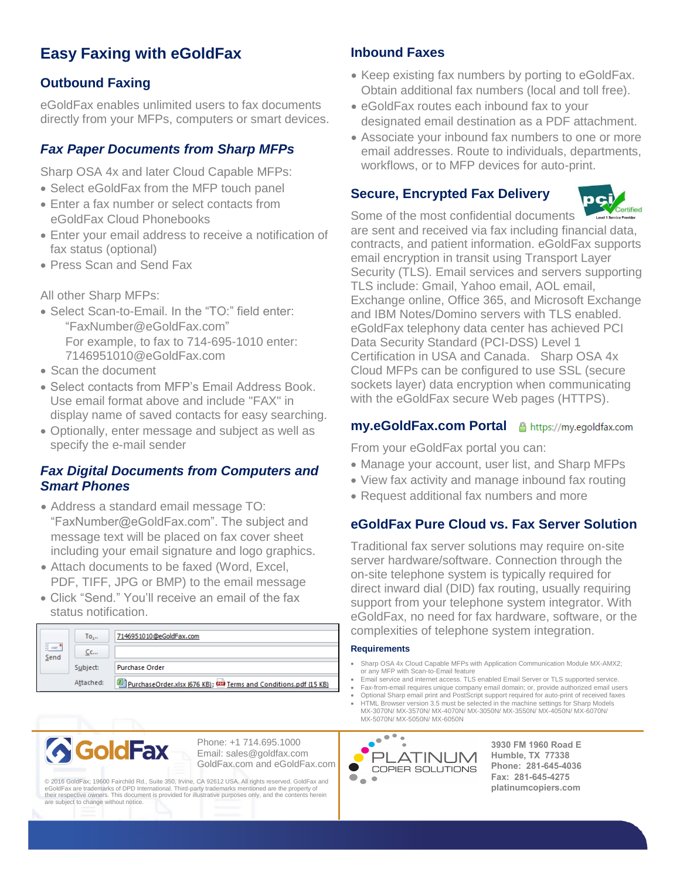# Easy Faxing with eGoldFax

## Outbound Faxing

eGoldFax enables unlimited users to fax documents directly from your MFPs, computers or smart devices.

### *Fax Paper Documents from Sharp MFPs*

Sharp OSA 4x and later Cloud Capable MFPs:

- Select eGoldFax from the MFP touch panel
- Enter a fax number or select contacts from eGoldFax Cloud Phonebooks
- Enter your email address to receive a notification of fax status (optional)
- Press Scan and Send Fax

All other Sharp MFPs:

- Select Scan-to-Email. In the "TO:" field enter: "FaxNumber@eGoldFax.com"
  For example, to fax to 714-695-1010 enter: 7146951010@eGoldFax.com
- Scan the document
- Select contacts from MFP's Email Address Book. Use email format above and include "FAX" in display name of saved contacts for easy searching.
- Optionally, enter message and subject as well as specify the e-mail sender

### *Fax Digital Documents from Computers and Smart Phones*

- Address a standard email message TO: "FaxNumber@eGoldFax.com". The subject and message text will be placed on fax cover sheet including your email signature and logo graphics.
- Attach documents to be faxed (Word, Excel, PDF, TIFF, JPG or BMP) to the email message
- Click "Send." You'll receive an email of the fax status notification.

| | | |
|---|---|---|
| Send | To... | 7146951010@eGoldFax.com |
| | Cc... | |
| | Subject: | Purchase Order |
| | Attached: | PurchaseOrder.xlsx (676 KB); Terms and Conditions.pdf (15 KB) |

## Inbound Faxes

- Keep existing fax numbers by porting to eGoldFax. Obtain additional fax numbers (local and toll free).
- eGoldFax routes each inbound fax to your designated email destination as a PDF attachment.
- Associate your inbound fax numbers to one or more email addresses. Route to individuals, departments, workflows, or to MFP devices for auto-print.

## Secure, Encrypted Fax Delivery

Some of the most confidential documents are sent and received via fax including financial data, contracts, and patient information. eGoldFax supports email encryption in transit using Transport Layer Security (TLS). Email services and servers supporting TLS include: Gmail, Yahoo email, AOL email, Exchange online, Office 365, and Microsoft Exchange and IBM Notes/Domino servers with TLS enabled. eGoldFax telephony data center has achieved PCI Data Security Standard (PCI-DSS) Level 1 Certification in USA and Canada. Sharp OSA 4x Cloud MFPs can be configured to use SSL (secure sockets layer) data encryption when communicating with the eGoldFax secure Web pages (HTTPS).

## my.eGoldFax.com Portal

https://my.egoldfax.com

From your eGoldFax portal you can:

- Manage your account, user list, and Sharp MFPs
- View fax activity and manage inbound fax routing
- Request additional fax numbers and more

## eGoldFax Pure Cloud vs. Fax Server Solution

Traditional fax server solutions may require on-site server hardware/software. Connection through the on-site telephone system is typically required for direct inward dial (DID) fax routing, usually requiring support from your telephone system integrator. With eGoldFax, no need for fax hardware, software, or the complexities of telephone system integration.

#### Requirements

- Sharp OSA 4x Cloud Capable MFPs with Application Communication Module MX-AMX2; or any MFP with Scan-to-Email feature
- Email service and internet access. TLS enabled Email Server or TLS supported service.
- Fax-from-email requires unique company email domain; or, provide authorized email users
- Optional Sharp email print and PostScript support required for auto-print of received faxes
- HTML Browser version 3.5 must be selected in the machine settings for Sharp Models MX-3070N/ MX-3570N/ MX-4070N/ MX-3050N/ MX-3550N/ MX-4050N/ MX-6070N/ MX-5070N/ MX-5050N/ MX-6050N

GoldFax

Phone: +1 714.695.1000
Email: sales@goldfax.com
GoldFax.com and eGoldFax.com

© 2016 GoldFax; 19600 Fairchild Rd., Suite 350, Irvine, CA 92612 USA. All rights reserved. GoldFax and eGoldFax are trademarks of DPD International. Third-party trademarks mentioned are the property of their respective owners. This document is provided for illustrative purposes only, and the contents herein are subject to change without notice.

PLATINUM COPIER SOLUTIONS

**3930 FM 1960 Road E**
**Humble, TX 77338**
**Phone: 281-645-4036**
**Fax: 281-645-4275**
**platinumcopiers.com**